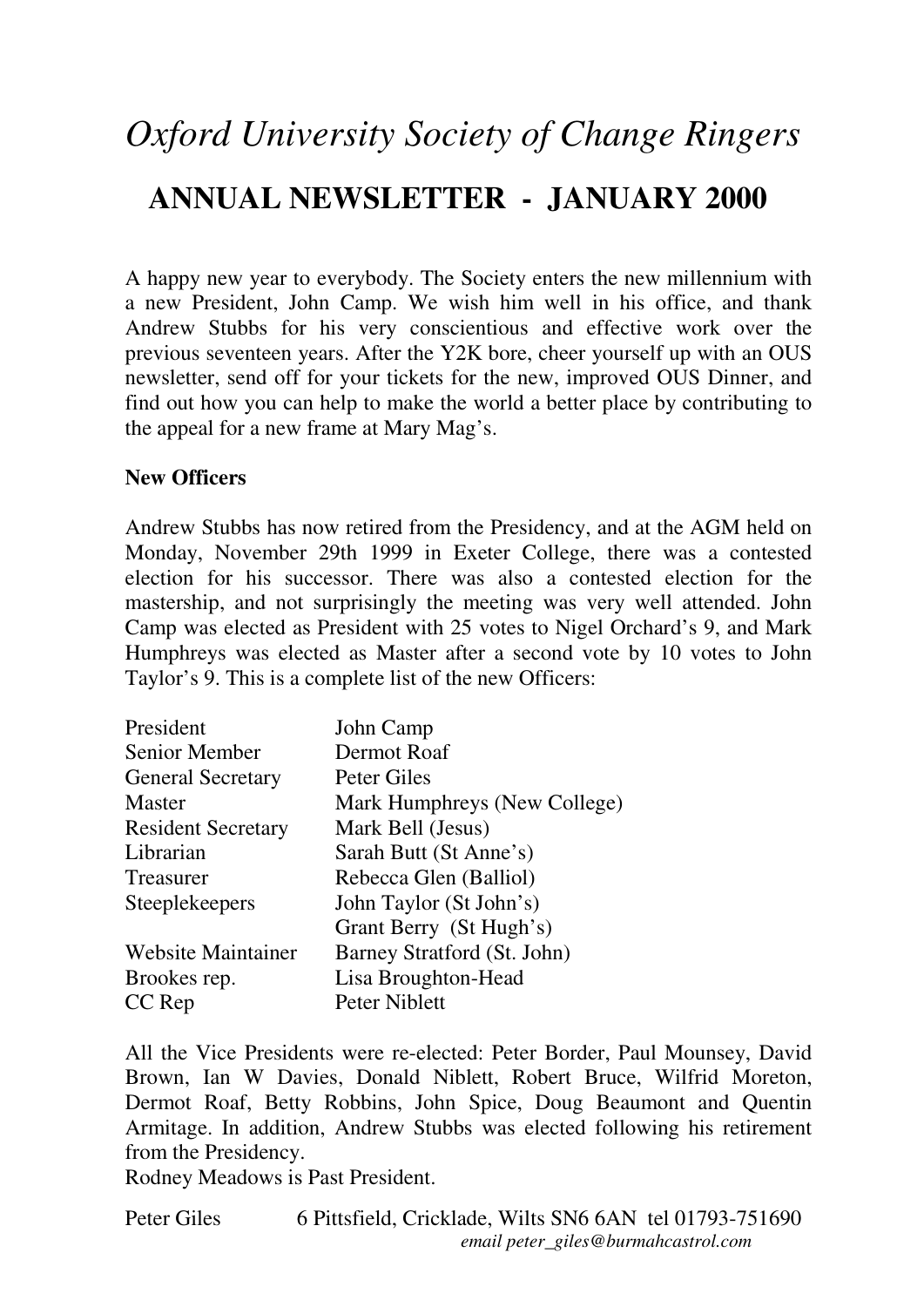# *Oxford University Society of Change Ringers*

## ANNUAL NEWSLETTER - JANUARY 2000

A happy new year to everybody. The Society enters the new millennium with a new President, John Camp. We wish him well in his office, and thank Andrew Stubbs for his very conscientious and effective work over the previous seventeen years. After the Y2K bore, cheer yourself up with an OUS newsletter, send off for your tickets for the new, improved OUS Dinner, and find out how you can help to make the world a better place by contributing to the appeal for a new frame at Mary Mag's.

**New Officers**

Andrew Stubbs has now retired from the Presidency, and at the AGM held on Monday, November 29th 1999 in Exeter College, there was a contested election for his successor. There was also a contested election for the mastership, and not surprisingly the meeting was very well attended. John Camp was elected as President with 25 votes to Nigel Orchard's 9, and Mark Humphreys was elected as Master after a second vote by 10 votes to John Taylor's 9. This is a complete list of the new Officers:

| | |
|---|---|
| President | John Camp |
| Senior Member | Dermot Roaf |
| General Secretary | Peter Giles |
| Master | Mark Humphreys (New College) |
| Resident Secretary | Mark Bell (Jesus) |
| Librarian | Sarah Butt (St Anne's) |
| Treasurer | Rebecca Glen (Balliol) |
| Steeplekeepers | John Taylor (St John's) |
| | Grant Berry (St Hugh's) |
| Website Maintainer | Barney Stratford (St. John) |
| Brookes rep. | Lisa Broughton-Head |
| CC Rep | Peter Niblett |

All the Vice Presidents were re-elected: Peter Border, Paul Mounsey, David Brown, Ian W Davies, Donald Niblett, Robert Bruce, Wilfrid Moreton, Dermot Roaf, Betty Robbins, John Spice, Doug Beaumont and Quentin Armitage. In addition, Andrew Stubbs was elected following his retirement from the Presidency.

Rodney Meadows is Past President.

Peter Giles 6 Pittsfield, Cricklade, Wilts SN6 6AN tel 01793-751690
*email peter_giles@burmahcastrol.com*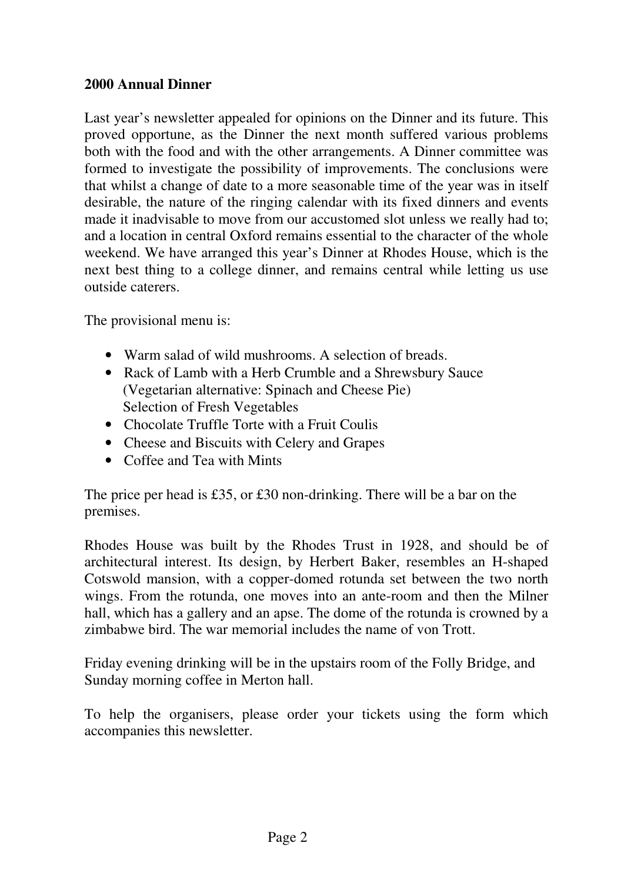**2000 Annual Dinner**

Last year's newsletter appealed for opinions on the Dinner and its future. This proved opportune, as the Dinner the next month suffered various problems both with the food and with the other arrangements. A Dinner committee was formed to investigate the possibility of improvements. The conclusions were that whilst a change of date to a more seasonable time of the year was in itself desirable, the nature of the ringing calendar with its fixed dinners and events made it inadvisable to move from our accustomed slot unless we really had to; and a location in central Oxford remains essential to the character of the whole weekend. We have arranged this year's Dinner at Rhodes House, which is the next best thing to a college dinner, and remains central while letting us use outside caterers.

The provisional menu is:

- Warm salad of wild mushrooms. A selection of breads.
- Rack of Lamb with a Herb Crumble and a Shrewsbury Sauce
  (Vegetarian alternative: Spinach and Cheese Pie)
  Selection of Fresh Vegetables
- Chocolate Truffle Torte with a Fruit Coulis
- Cheese and Biscuits with Celery and Grapes
- Coffee and Tea with Mints

The price per head is £35, or £30 non-drinking. There will be a bar on the premises.

Rhodes House was built by the Rhodes Trust in 1928, and should be of architectural interest. Its design, by Herbert Baker, resembles an H-shaped Cotswold mansion, with a copper-domed rotunda set between the two north wings. From the rotunda, one moves into an ante-room and then the Milner hall, which has a gallery and an apse. The dome of the rotunda is crowned by a zimbabwe bird. The war memorial includes the name of von Trott.

Friday evening drinking will be in the upstairs room of the Folly Bridge, and Sunday morning coffee in Merton hall.

To help the organisers, please order your tickets using the form which accompanies this newsletter.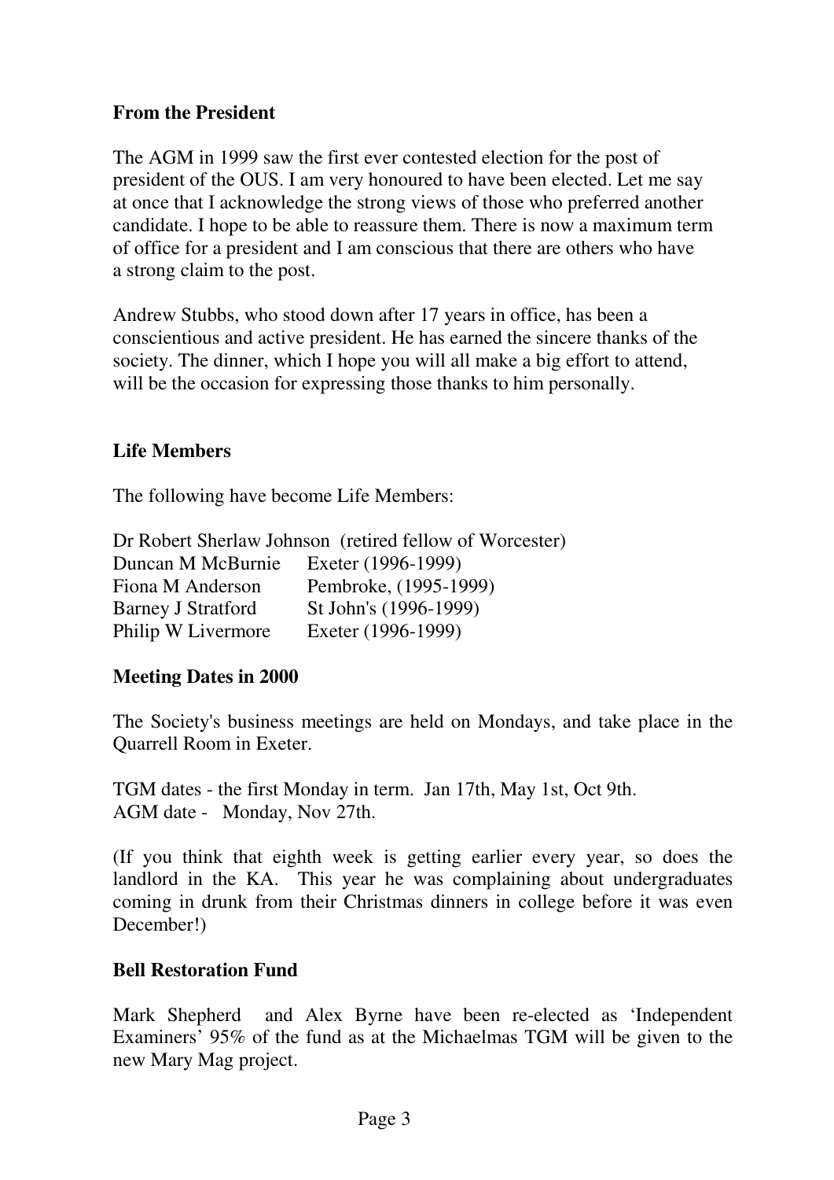## From the President

The AGM in 1999 saw the first ever contested election for the post of president of the OUS. I am very honoured to have been elected. Let me say at once that I acknowledge the strong views of those who preferred another candidate. I hope to be able to reassure them. There is now a maximum term of office for a president and I am conscious that there are others who have a strong claim to the post.

Andrew Stubbs, who stood down after 17 years in office, has been a conscientious and active president. He has earned the sincere thanks of the society. The dinner, which I hope you will all make a big effort to attend, will be the occasion for expressing those thanks to him personally.

## Life Members

The following have become Life Members:

| | |
|---|---|
| Dr Robert Sherlaw Johnson | (retired fellow of Worcester) |
| Duncan M McBurnie | Exeter (1996-1999) |
| Fiona M Anderson | Pembroke, (1995-1999) |
| Barney J Stratford | St John's (1996-1999) |
| Philip W Livermore | Exeter (1996-1999) |

## Meeting Dates in 2000

The Society's business meetings are held on Mondays, and take place in the Quarrell Room in Exeter.

TGM dates - the first Monday in term. Jan 17th, May 1st, Oct 9th.
AGM date - Monday, Nov 27th.

(If you think that eighth week is getting earlier every year, so does the landlord in the KA. This year he was complaining about undergraduates coming in drunk from their Christmas dinners in college before it was even December!)

## Bell Restoration Fund

Mark Shepherd and Alex Byrne have been re-elected as 'Independent Examiners' 95% of the fund as at the Michaelmas TGM will be given to the new Mary Mag project.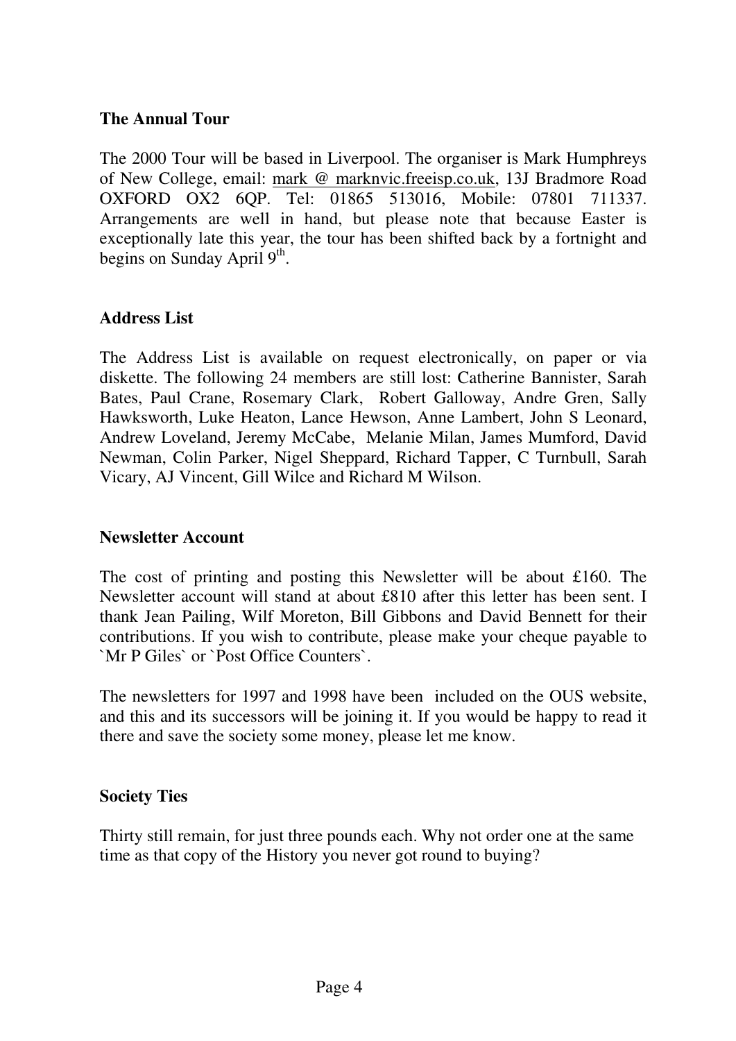## The Annual Tour

The 2000 Tour will be based in Liverpool. The organiser is Mark Humphreys of New College, email: mark @ marknvic.freeisp.co.uk, 13J Bradmore Road OXFORD OX2 6QP. Tel: 01865 513016, Mobile: 07801 711337. Arrangements are well in hand, but please note that because Easter is exceptionally late this year, the tour has been shifted back by a fortnight and begins on Sunday April 9th.

## Address List

The Address List is available on request electronically, on paper or via diskette. The following 24 members are still lost: Catherine Bannister, Sarah Bates, Paul Crane, Rosemary Clark, Robert Galloway, Andre Gren, Sally Hawksworth, Luke Heaton, Lance Hewson, Anne Lambert, John S Leonard, Andrew Loveland, Jeremy McCabe, Melanie Milan, James Mumford, David Newman, Colin Parker, Nigel Sheppard, Richard Tapper, C Turnbull, Sarah Vicary, AJ Vincent, Gill Wilce and Richard M Wilson.

## Newsletter Account

The cost of printing and posting this Newsletter will be about £160. The Newsletter account will stand at about £810 after this letter has been sent. I thank Jean Pailing, Wilf Moreton, Bill Gibbons and David Bennett for their contributions. If you wish to contribute, please make your cheque payable to `Mr P Giles` or `Post Office Counters`.

The newsletters for 1997 and 1998 have been included on the OUS website, and this and its successors will be joining it. If you would be happy to read it there and save the society some money, please let me know.

## Society Ties

Thirty still remain, for just three pounds each. Why not order one at the same time as that copy of the History you never got round to buying?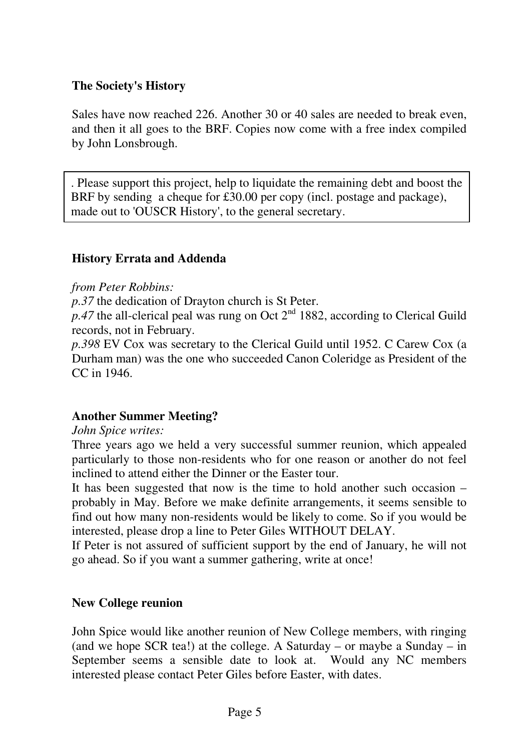## The Society's History

Sales have now reached 226. Another 30 or 40 sales are needed to break even, and then it all goes to the BRF. Copies now come with a free index compiled by John Lonsbrough.

. Please support this project, help to liquidate the remaining debt and boost the BRF by sending a cheque for £30.00 per copy (incl. postage and package), made out to 'OUSCR History', to the general secretary.

## History Errata and Addenda

*from Peter Robbins:*

*p.37* the dedication of Drayton church is St Peter.

*p.47* the all-clerical peal was rung on Oct 2nd 1882, according to Clerical Guild records, not in February.

*p.398* EV Cox was secretary to the Clerical Guild until 1952. C Carew Cox (a Durham man) was the one who succeeded Canon Coleridge as President of the CC in 1946.

## Another Summer Meeting?

*John Spice writes:*

Three years ago we held a very successful summer reunion, which appealed particularly to those non-residents who for one reason or another do not feel inclined to attend either the Dinner or the Easter tour.

It has been suggested that now is the time to hold another such occasion – probably in May. Before we make definite arrangements, it seems sensible to find out how many non-residents would be likely to come. So if you would be interested, please drop a line to Peter Giles WITHOUT DELAY.

If Peter is not assured of sufficient support by the end of January, he will not go ahead. So if you want a summer gathering, write at once!

## New College reunion

John Spice would like another reunion of New College members, with ringing (and we hope SCR tea!) at the college. A Saturday – or maybe a Sunday – in September seems a sensible date to look at. Would any NC members interested please contact Peter Giles before Easter, with dates.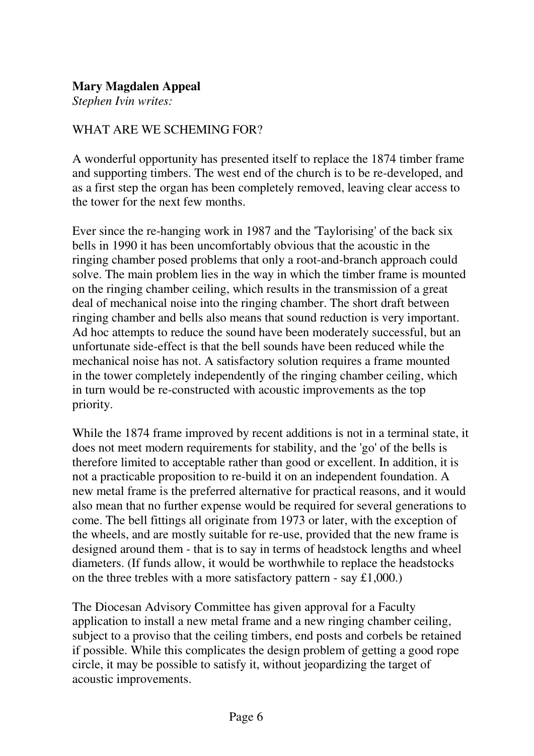**Mary Magdalen Appeal**

*Stephen Ivin writes:*

WHAT ARE WE SCHEMING FOR?

A wonderful opportunity has presented itself to replace the 1874 timber frame and supporting timbers. The west end of the church is to be re-developed, and as a first step the organ has been completely removed, leaving clear access to the tower for the next few months.

Ever since the re-hanging work in 1987 and the 'Taylorising' of the back six bells in 1990 it has been uncomfortably obvious that the acoustic in the ringing chamber posed problems that only a root-and-branch approach could solve. The main problem lies in the way in which the timber frame is mounted on the ringing chamber ceiling, which results in the transmission of a great deal of mechanical noise into the ringing chamber. The short draft between ringing chamber and bells also means that sound reduction is very important. Ad hoc attempts to reduce the sound have been moderately successful, but an unfortunate side-effect is that the bell sounds have been reduced while the mechanical noise has not. A satisfactory solution requires a frame mounted in the tower completely independently of the ringing chamber ceiling, which in turn would be re-constructed with acoustic improvements as the top priority.

While the 1874 frame improved by recent additions is not in a terminal state, it does not meet modern requirements for stability, and the 'go' of the bells is therefore limited to acceptable rather than good or excellent. In addition, it is not a practicable proposition to re-build it on an independent foundation. A new metal frame is the preferred alternative for practical reasons, and it would also mean that no further expense would be required for several generations to come. The bell fittings all originate from 1973 or later, with the exception of the wheels, and are mostly suitable for re-use, provided that the new frame is designed around them - that is to say in terms of headstock lengths and wheel diameters. (If funds allow, it would be worthwhile to replace the headstocks on the three trebles with a more satisfactory pattern - say £1,000.)

The Diocesan Advisory Committee has given approval for a Faculty application to install a new metal frame and a new ringing chamber ceiling, subject to a proviso that the ceiling timbers, end posts and corbels be retained if possible. While this complicates the design problem of getting a good rope circle, it may be possible to satisfy it, without jeopardizing the target of acoustic improvements.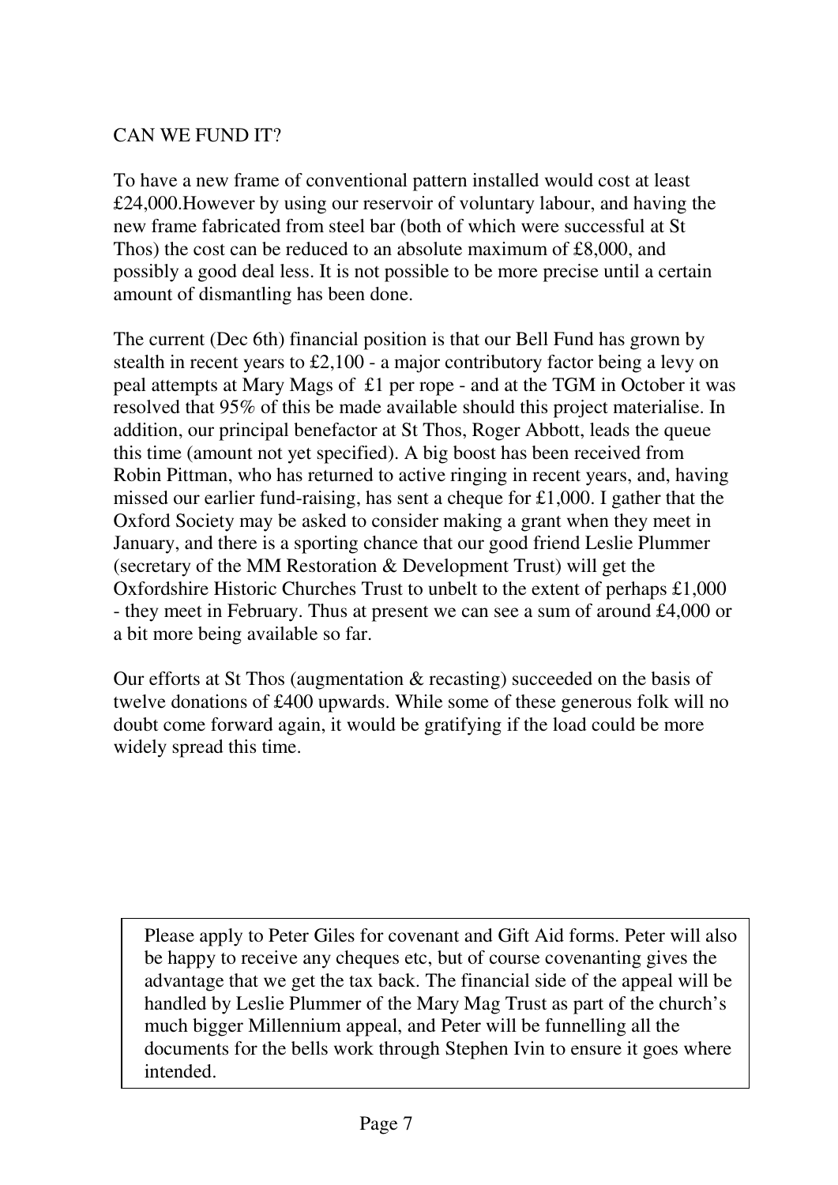## CAN WE FUND IT?

To have a new frame of conventional pattern installed would cost at least £24,000.However by using our reservoir of voluntary labour, and having the new frame fabricated from steel bar (both of which were successful at St Thos) the cost can be reduced to an absolute maximum of £8,000, and possibly a good deal less. It is not possible to be more precise until a certain amount of dismantling has been done.

The current (Dec 6th) financial position is that our Bell Fund has grown by stealth in recent years to £2,100 - a major contributory factor being a levy on peal attempts at Mary Mags of £1 per rope - and at the TGM in October it was resolved that 95% of this be made available should this project materialise. In addition, our principal benefactor at St Thos, Roger Abbott, leads the queue this time (amount not yet specified). A big boost has been received from Robin Pittman, who has returned to active ringing in recent years, and, having missed our earlier fund-raising, has sent a cheque for £1,000. I gather that the Oxford Society may be asked to consider making a grant when they meet in January, and there is a sporting chance that our good friend Leslie Plummer (secretary of the MM Restoration & Development Trust) will get the Oxfordshire Historic Churches Trust to unbelt to the extent of perhaps £1,000 - they meet in February. Thus at present we can see a sum of around £4,000 or a bit more being available so far.

Our efforts at St Thos (augmentation & recasting) succeeded on the basis of twelve donations of £400 upwards. While some of these generous folk will no doubt come forward again, it would be gratifying if the load could be more widely spread this time.

> Please apply to Peter Giles for covenant and Gift Aid forms. Peter will also be happy to receive any cheques etc, but of course covenanting gives the advantage that we get the tax back. The financial side of the appeal will be handled by Leslie Plummer of the Mary Mag Trust as part of the church's much bigger Millennium appeal, and Peter will be funnelling all the documents for the bells work through Stephen Ivin to ensure it goes where intended.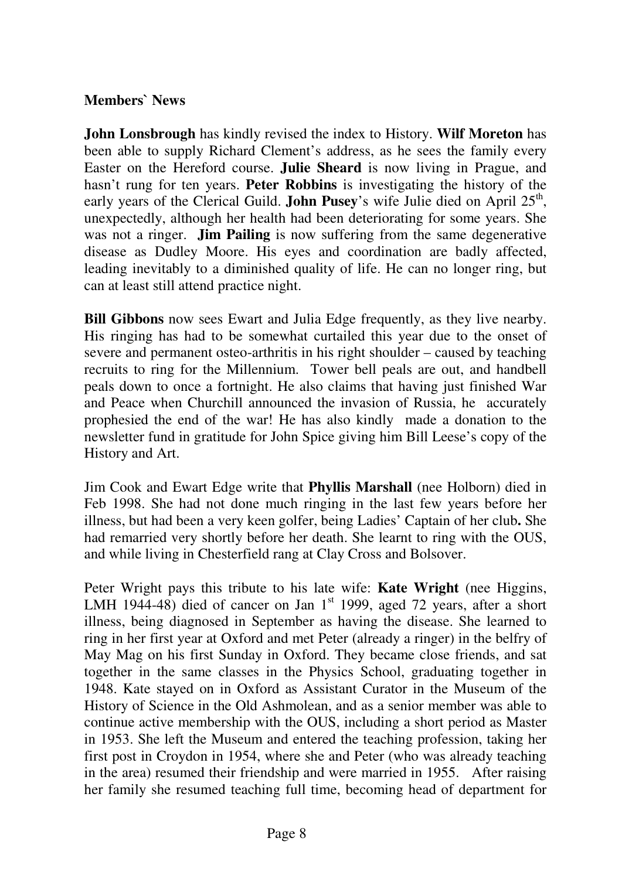**Members` News**

**John Lonsbrough** has kindly revised the index to History. **Wilf Moreton** has been able to supply Richard Clement's address, as he sees the family every Easter on the Hereford course. **Julie Sheard** is now living in Prague, and hasn't rung for ten years. **Peter Robbins** is investigating the history of the early years of the Clerical Guild. **John Pusey**'s wife Julie died on April 25th, unexpectedly, although her health had been deteriorating for some years. She was not a ringer. **Jim Pailing** is now suffering from the same degenerative disease as Dudley Moore. His eyes and coordination are badly affected, leading inevitably to a diminished quality of life. He can no longer ring, but can at least still attend practice night.

**Bill Gibbons** now sees Ewart and Julia Edge frequently, as they live nearby. His ringing has had to be somewhat curtailed this year due to the onset of severe and permanent osteo-arthritis in his right shoulder – caused by teaching recruits to ring for the Millennium. Tower bell peals are out, and handbell peals down to once a fortnight. He also claims that having just finished War and Peace when Churchill announced the invasion of Russia, he accurately prophesied the end of the war! He has also kindly made a donation to the newsletter fund in gratitude for John Spice giving him Bill Leese's copy of the History and Art.

Jim Cook and Ewart Edge write that **Phyllis Marshall** (nee Holborn) died in Feb 1998. She had not done much ringing in the last few years before her illness, but had been a very keen golfer, being Ladies' Captain of her club**.** She had remarried very shortly before her death. She learnt to ring with the OUS, and while living in Chesterfield rang at Clay Cross and Bolsover.

Peter Wright pays this tribute to his late wife: **Kate Wright** (nee Higgins, LMH 1944-48) died of cancer on Jan 1st 1999, aged 72 years, after a short illness, being diagnosed in September as having the disease. She learned to ring in her first year at Oxford and met Peter (already a ringer) in the belfry of May Mag on his first Sunday in Oxford. They became close friends, and sat together in the same classes in the Physics School, graduating together in 1948. Kate stayed on in Oxford as Assistant Curator in the Museum of the History of Science in the Old Ashmolean, and as a senior member was able to continue active membership with the OUS, including a short period as Master in 1953. She left the Museum and entered the teaching profession, taking her first post in Croydon in 1954, where she and Peter (who was already teaching in the area) resumed their friendship and were married in 1955. After raising her family she resumed teaching full time, becoming head of department for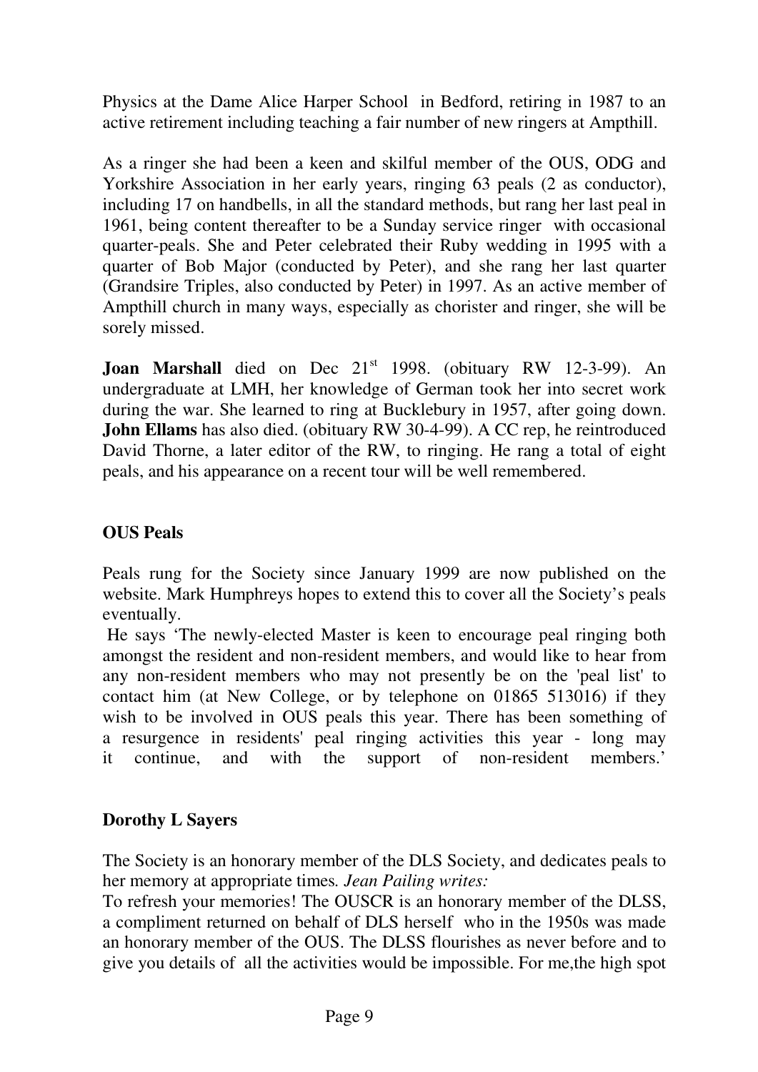Physics at the Dame Alice Harper School in Bedford, retiring in 1987 to an active retirement including teaching a fair number of new ringers at Ampthill.

As a ringer she had been a keen and skilful member of the OUS, ODG and Yorkshire Association in her early years, ringing 63 peals (2 as conductor), including 17 on handbells, in all the standard methods, but rang her last peal in 1961, being content thereafter to be a Sunday service ringer with occasional quarter-peals. She and Peter celebrated their Ruby wedding in 1995 with a quarter of Bob Major (conducted by Peter), and she rang her last quarter (Grandsire Triples, also conducted by Peter) in 1997. As an active member of Ampthill church in many ways, especially as chorister and ringer, she will be sorely missed.

**Joan Marshall** died on Dec 21st 1998. (obituary RW 12-3-99). An undergraduate at LMH, her knowledge of German took her into secret work during the war. She learned to ring at Bucklebury in 1957, after going down. **John Ellams** has also died. (obituary RW 30-4-99). A CC rep, he reintroduced David Thorne, a later editor of the RW, to ringing. He rang a total of eight peals, and his appearance on a recent tour will be well remembered.

## OUS Peals

Peals rung for the Society since January 1999 are now published on the website. Mark Humphreys hopes to extend this to cover all the Society's peals eventually.

He says 'The newly-elected Master is keen to encourage peal ringing both amongst the resident and non-resident members, and would like to hear from any non-resident members who may not presently be on the 'peal list' to contact him (at New College, or by telephone on 01865 513016) if they wish to be involved in OUS peals this year. There has been something of a resurgence in residents' peal ringing activities this year - long may it continue, and with the support of non-resident members.'

## Dorothy L Sayers

The Society is an honorary member of the DLS Society, and dedicates peals to her memory at appropriate times. *Jean Pailing writes:*

To refresh your memories! The OUSCR is an honorary member of the DLSS, a compliment returned on behalf of DLS herself who in the 1950s was made an honorary member of the OUS. The DLSS flourishes as never before and to give you details of all the activities would be impossible. For me,the high spot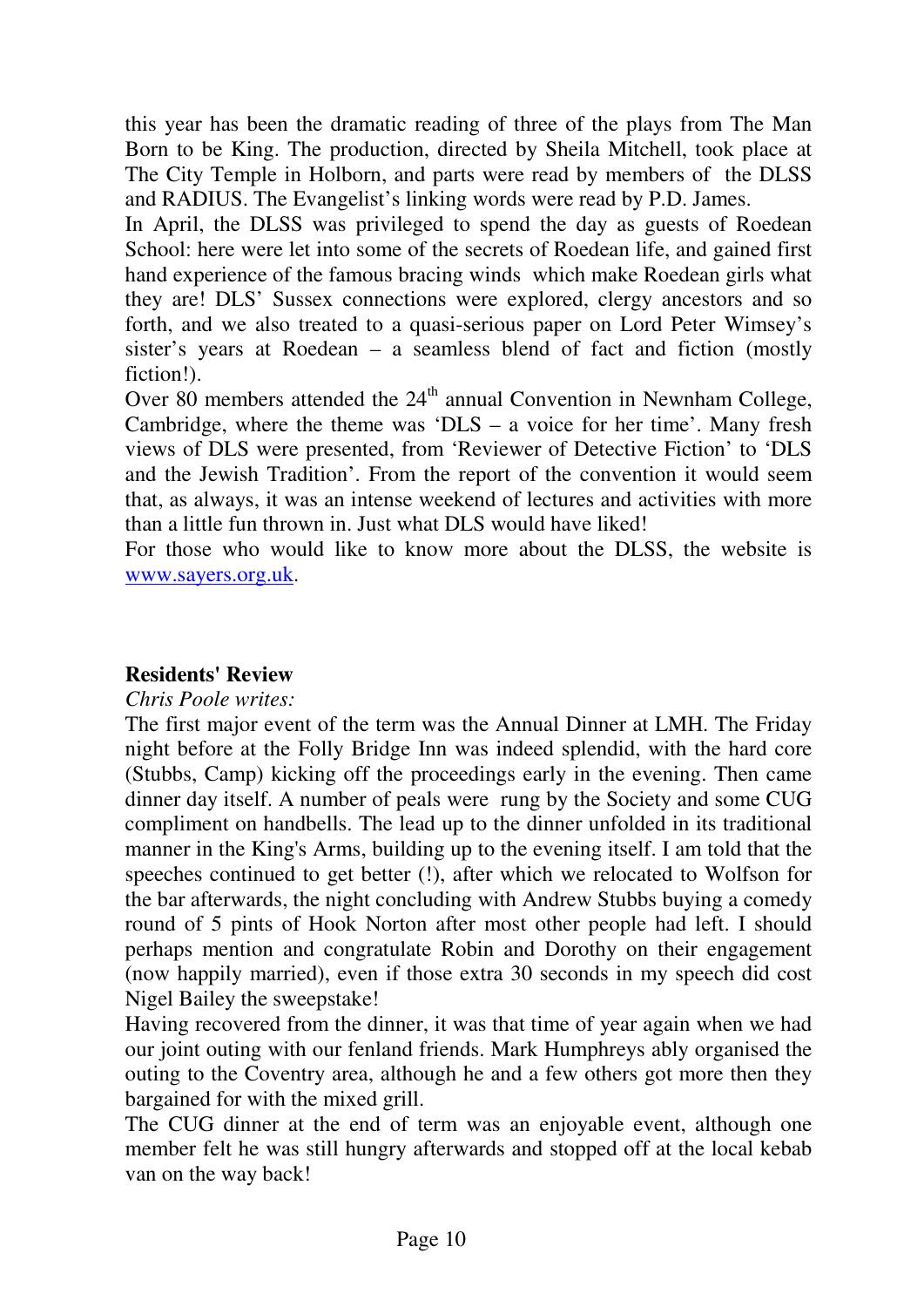this year has been the dramatic reading of three of the plays from The Man Born to be King. The production, directed by Sheila Mitchell, took place at The City Temple in Holborn, and parts were read by members of the DLSS and RADIUS. The Evangelist's linking words were read by P.D. James.

In April, the DLSS was privileged to spend the day as guests of Roedean School: here were let into some of the secrets of Roedean life, and gained first hand experience of the famous bracing winds which make Roedean girls what they are! DLS' Sussex connections were explored, clergy ancestors and so forth, and we also treated to a quasi-serious paper on Lord Peter Wimsey's sister's years at Roedean – a seamless blend of fact and fiction (mostly fiction!).

Over 80 members attended the 24th annual Convention in Newnham College, Cambridge, where the theme was 'DLS – a voice for her time'. Many fresh views of DLS were presented, from 'Reviewer of Detective Fiction' to 'DLS and the Jewish Tradition'. From the report of the convention it would seem that, as always, it was an intense weekend of lectures and activities with more than a little fun thrown in. Just what DLS would have liked!

For those who would like to know more about the DLSS, the website is [www.sayers.org.uk](http://www.sayers.org.uk).

**Residents' Review**

*Chris Poole writes:*

The first major event of the term was the Annual Dinner at LMH. The Friday night before at the Folly Bridge Inn was indeed splendid, with the hard core (Stubbs, Camp) kicking off the proceedings early in the evening. Then came dinner day itself. A number of peals were rung by the Society and some CUG compliment on handbells. The lead up to the dinner unfolded in its traditional manner in the King's Arms, building up to the evening itself. I am told that the speeches continued to get better (!), after which we relocated to Wolfson for the bar afterwards, the night concluding with Andrew Stubbs buying a comedy round of 5 pints of Hook Norton after most other people had left. I should perhaps mention and congratulate Robin and Dorothy on their engagement (now happily married), even if those extra 30 seconds in my speech did cost Nigel Bailey the sweepstake!

Having recovered from the dinner, it was that time of year again when we had our joint outing with our fenland friends. Mark Humphreys ably organised the outing to the Coventry area, although he and a few others got more then they bargained for with the mixed grill.

The CUG dinner at the end of term was an enjoyable event, although one member felt he was still hungry afterwards and stopped off at the local kebab van on the way back!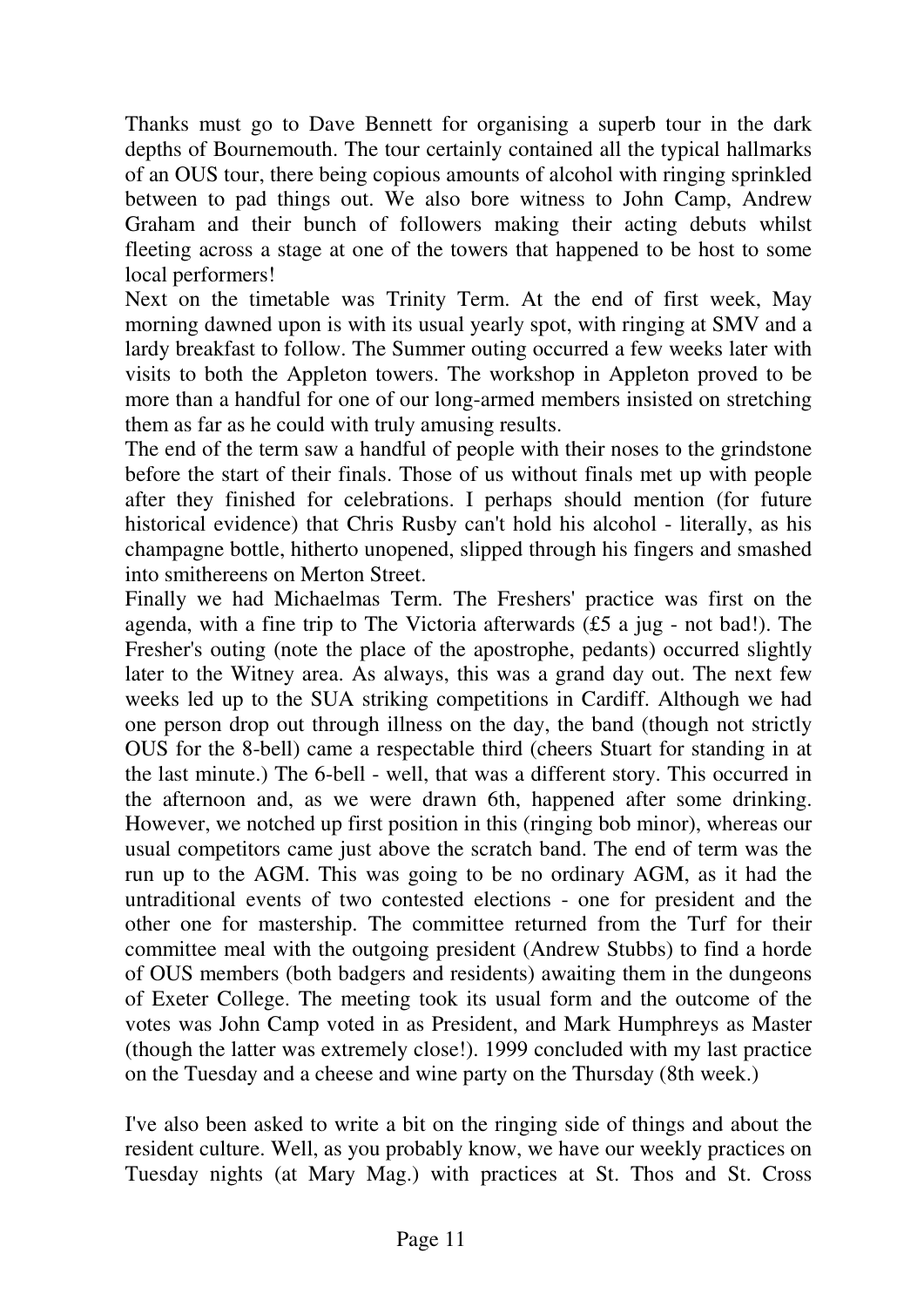Thanks must go to Dave Bennett for organising a superb tour in the dark depths of Bournemouth. The tour certainly contained all the typical hallmarks of an OUS tour, there being copious amounts of alcohol with ringing sprinkled between to pad things out. We also bore witness to John Camp, Andrew Graham and their bunch of followers making their acting debuts whilst fleeting across a stage at one of the towers that happened to be host to some local performers!

Next on the timetable was Trinity Term. At the end of first week, May morning dawned upon is with its usual yearly spot, with ringing at SMV and a lardy breakfast to follow. The Summer outing occurred a few weeks later with visits to both the Appleton towers. The workshop in Appleton proved to be more than a handful for one of our long-armed members insisted on stretching them as far as he could with truly amusing results.

The end of the term saw a handful of people with their noses to the grindstone before the start of their finals. Those of us without finals met up with people after they finished for celebrations. I perhaps should mention (for future historical evidence) that Chris Rusby can't hold his alcohol - literally, as his champagne bottle, hitherto unopened, slipped through his fingers and smashed into smithereens on Merton Street.

Finally we had Michaelmas Term. The Freshers' practice was first on the agenda, with a fine trip to The Victoria afterwards (£5 a jug - not bad!). The Fresher's outing (note the place of the apostrophe, pedants) occurred slightly later to the Witney area. As always, this was a grand day out. The next few weeks led up to the SUA striking competitions in Cardiff. Although we had one person drop out through illness on the day, the band (though not strictly OUS for the 8-bell) came a respectable third (cheers Stuart for standing in at the last minute.) The 6-bell - well, that was a different story. This occurred in the afternoon and, as we were drawn 6th, happened after some drinking. However, we notched up first position in this (ringing bob minor), whereas our usual competitors came just above the scratch band. The end of term was the run up to the AGM. This was going to be no ordinary AGM, as it had the untraditional events of two contested elections - one for president and the other one for mastership. The committee returned from the Turf for their committee meal with the outgoing president (Andrew Stubbs) to find a horde of OUS members (both badgers and residents) awaiting them in the dungeons of Exeter College. The meeting took its usual form and the outcome of the votes was John Camp voted in as President, and Mark Humphreys as Master (though the latter was extremely close!). 1999 concluded with my last practice on the Tuesday and a cheese and wine party on the Thursday (8th week.)

I've also been asked to write a bit on the ringing side of things and about the resident culture. Well, as you probably know, we have our weekly practices on Tuesday nights (at Mary Mag.) with practices at St. Thos and St. Cross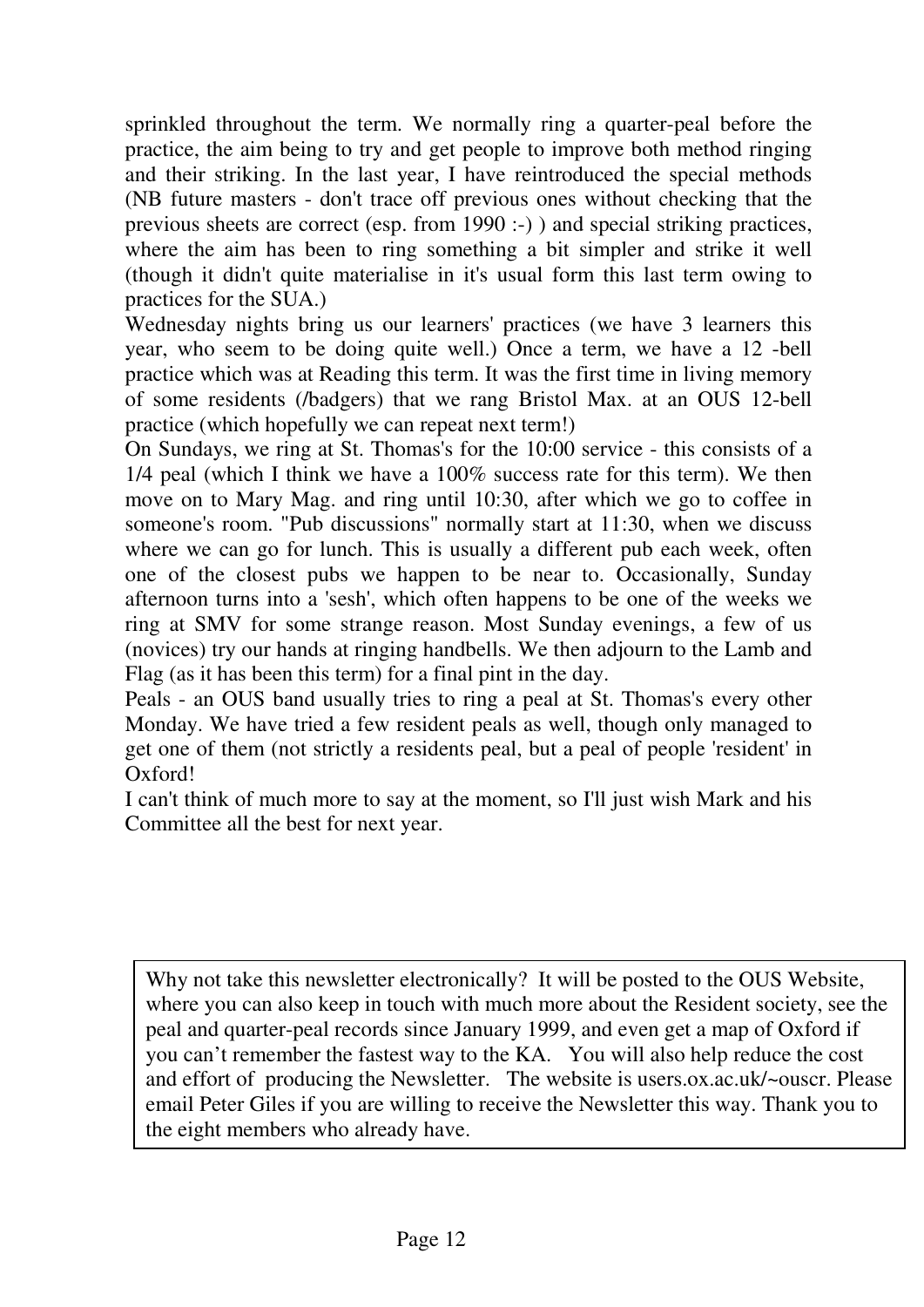sprinkled throughout the term. We normally ring a quarter-peal before the practice, the aim being to try and get people to improve both method ringing and their striking. In the last year, I have reintroduced the special methods (NB future masters - don't trace off previous ones without checking that the previous sheets are correct (esp. from 1990 :-) ) and special striking practices, where the aim has been to ring something a bit simpler and strike it well (though it didn't quite materialise in it's usual form this last term owing to practices for the SUA.)

Wednesday nights bring us our learners' practices (we have 3 learners this year, who seem to be doing quite well.) Once a term, we have a 12 -bell practice which was at Reading this term. It was the first time in living memory of some residents (/badgers) that we rang Bristol Max. at an OUS 12-bell practice (which hopefully we can repeat next term!)

On Sundays, we ring at St. Thomas's for the 10:00 service - this consists of a 1/4 peal (which I think we have a 100% success rate for this term). We then move on to Mary Mag. and ring until 10:30, after which we go to coffee in someone's room. "Pub discussions" normally start at 11:30, when we discuss where we can go for lunch. This is usually a different pub each week, often one of the closest pubs we happen to be near to. Occasionally, Sunday afternoon turns into a 'sesh', which often happens to be one of the weeks we ring at SMV for some strange reason. Most Sunday evenings, a few of us (novices) try our hands at ringing handbells. We then adjourn to the Lamb and Flag (as it has been this term) for a final pint in the day.

Peals - an OUS band usually tries to ring a peal at St. Thomas's every other Monday. We have tried a few resident peals as well, though only managed to get one of them (not strictly a residents peal, but a peal of people 'resident' in Oxford!

I can't think of much more to say at the moment, so I'll just wish Mark and his Committee all the best for next year.

Why not take this newsletter electronically? It will be posted to the OUS Website, where you can also keep in touch with much more about the Resident society, see the peal and quarter-peal records since January 1999, and even get a map of Oxford if you can't remember the fastest way to the KA. You will also help reduce the cost and effort of producing the Newsletter. The website is users.ox.ac.uk/~ouscr. Please email Peter Giles if you are willing to receive the Newsletter this way. Thank you to the eight members who already have.